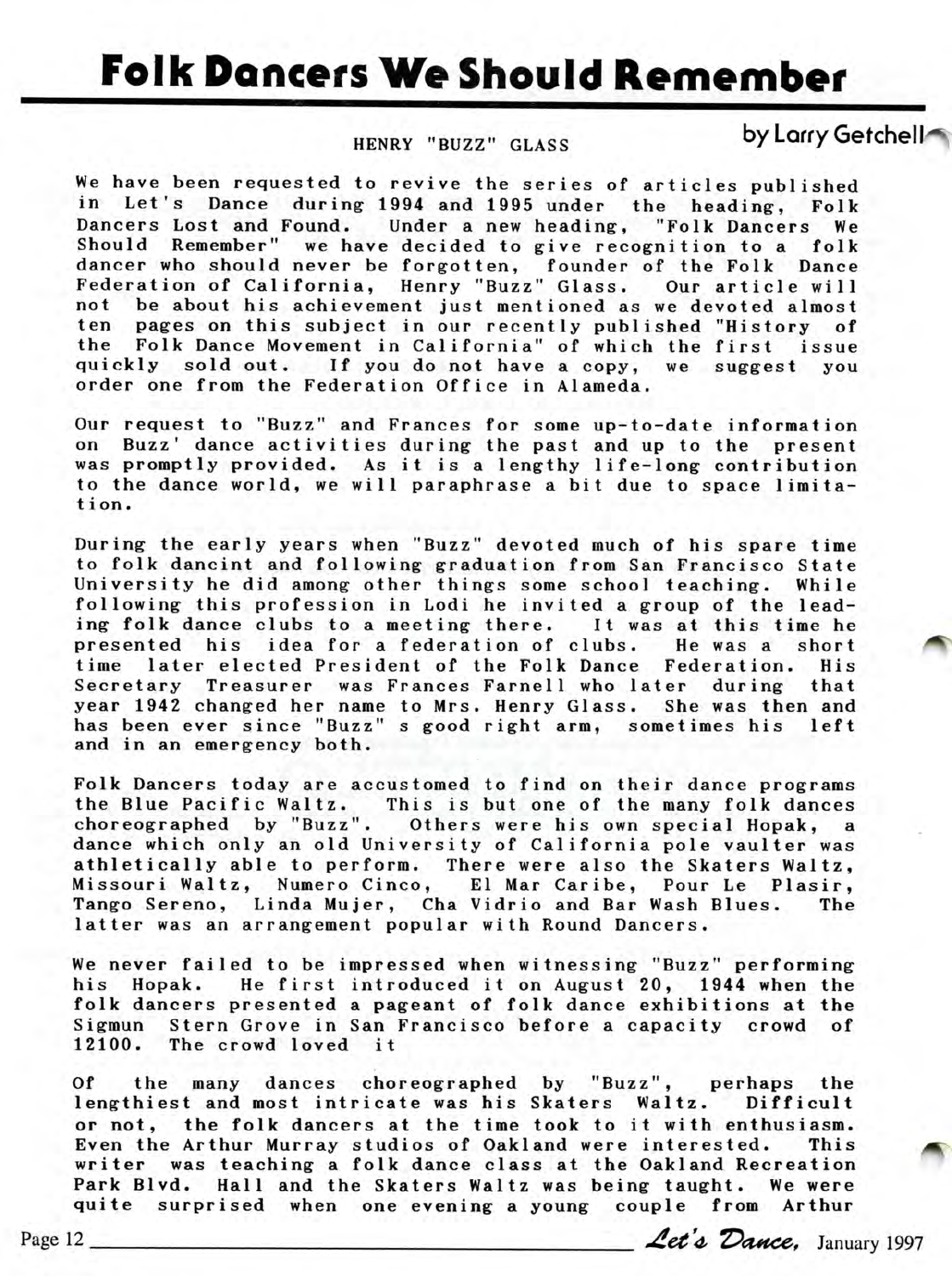# Folk Dancers We Should Remember

## HENRY "BUZZ" GLASS

by Larry Getchell

We have been requested to revive the series of articles published in Let's Dance during 1994 and 1995 under the heading, Folk Dancers Lost and Found. Under a new heading, "Folk Dancers We Should Remember" we have decided to give recognition to a folk dancer who should never be forgotten, founder of the Folk Dance Federation of California, Henry "Buzz" Glass. Our article will not be about his achievement just mentioned as we devoted almost ten pages on this subject in our recently published "History of the Folk Dance Movement in California" of which the first issue quickly sold out. If you do not have a copy, we suggest you order one from the Federation Office in Alameda.

Our request to "Buzz" and Frances for some up-to-date information on Buzz' dance activities during the past and up to the present was promptly provided. As it is a lengthy life-long contribution to the dance world, we will paraphrase a bit due to space limitation.

During the early years when "Buzz" devoted much of his spare time to folk dancint and following graduation from San Francisco State University he did among other things some school teaching. While following this profession in Lodi he invited a group of the leading folk dance clubs to a meeting there. It was at this time he presented his idea for a federation of clubs. He was a short time later elected President of the Folk Dance Federation. His Secretary Treasurer was Frances Farnell who later during that year 1942 changed her name to Mrs. Henry Glass. She was then and has been ever since "Buzz" s good right arm, sometimes his left and in an emergency both.

Folk Dancers today are accustomed to find on their dance programs the Blue Pacific Waltz. This is but one of the many folk dances choreographed by "Buzz". Others were his own special Hopak, a dance which only an old University of California pole vaulter was athletically able to perform. There were also the Skaters Waltz, Missouri Waltz, Numero Cinco, El Mar Caribe, Pour Le Plasir, Tango Sereno, Linda Mujer, Cha Vidrio and Bar Wash Blues. The latter was an arrangement popular with Round Dancers.

We never failed to be impressed when witnessing "Buzz" performing his Hopak. He first introduced it on August 20, 1944 when the folk dancers presented a pageant of folk dance exhibitions at the Sigmun Stern Grove in San Francisco before a capacity crowd of 12100. The crowd loved it

Of the many dances choreographed by "Buzz", perhaps the lengthiest and most intricate was his Skaters Waltz. Difficult or not, the folk dancers at the time took to it with enthusiasm. Even the Arthur Murray studios of Oakland were interested. This writer was teaching a folk dance class at the Oakland Recreation Park Blvd. Hall and the Skaters Waltz was being taught. We were quite surprised when one evening a young couple from Arthur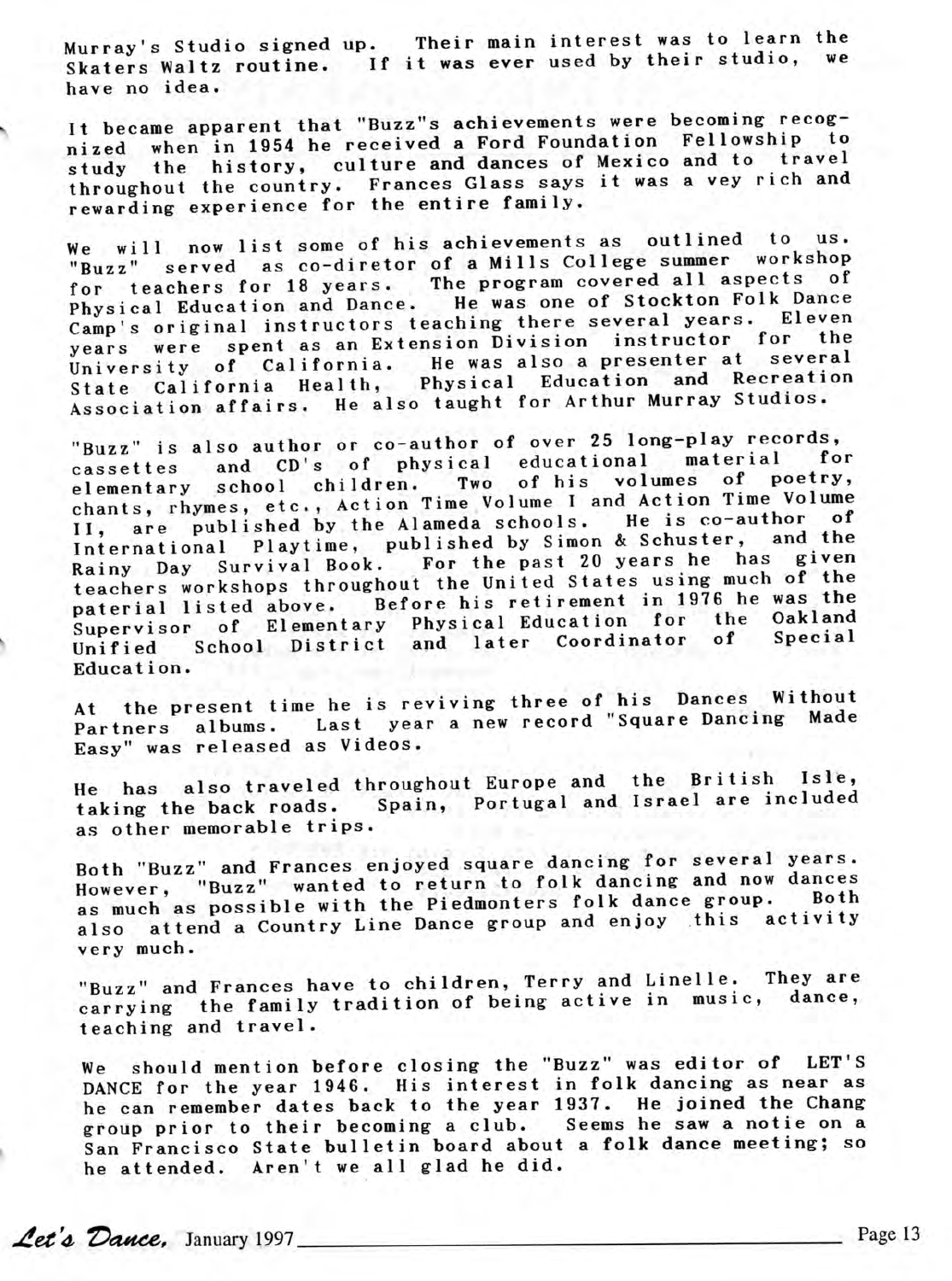Murray's Studio signed up. Their main interest was to learn the Skaters Waltz routine. If it was ever used by their studio, we have no idea.

It became apparent that "Buzz"s achievements were becoming recognized when in 1954 he received a Ford Foundation Fellowship to study the history, culture and dances of Mexico and to travel throughout the country. Frances Glass says it was a vey rich and rewarding experience for the entire family.

We will now list some of his achievements as outlined to us. "Buzz" served as co-diretor of a Mills College summer workshop for teachers for 18 years. The program covered all aspects of Physical Education and Dance. He was one of Stockton Folk Dance Camp's original instructors teaching there several years. Eleven years were spent as an Extension Division instructor for the University of California. He was also a presenter at several State California Health, Physical Education and Recreation Association affairs. He also taught for Arthur Murray Studios.

"Buzz" is also author or co-author of over 25 long-play records, cassettes and CD's of physical educational material for elementary school children. Two of his volumes of poetry, chants, rhymes, etc., Action Time Volume I and Action Time Volume II, are published by the Alameda schools. He is co-author of International Playtime, published by Simon & Schuster, and the Rainy Day Survival Book. For the past 20 years he has given teachers workshops throughout the United States using much of the paterial listed above. Before his retirement in 1976 he was the Supervisor of Elementary Physical Education for the Oakland Unified School District and later Coordinator of Special Education.

At the present time he is reviving three of his Dances Without Partners albums. Last year a new record "Square Dancing Made Easy" was released as Videos.

He has also traveled throughout Europe and the British Isle, taking the back roads. Spain, Portugal and Israel are included as other memorable trips.

Both "Buzz" and Frances enjoyed square dancing for several years. However, "Buzz" wanted to return to folk dancing and now dances as much as possible with the Piedmonters folk dance group. Both also attend a Country Line Dance group and enjoy this activity very much.

"Buzz" and Frances have to children, Terry and Linelle. They are carrying the family tradition of being active in music, dance, teaching and travel.

We should mention before closing the "Buzz" was editor of LET'S DANCE for the year 1946. His interest in folk dancing as near as he can remember dates back to the year 1937. He joined the Chang group prior to their becoming a club. Seems he saw a notie on a San Francisco State bulletin board about a folk dance meeting; so he attended. Aren't we all glad he did.